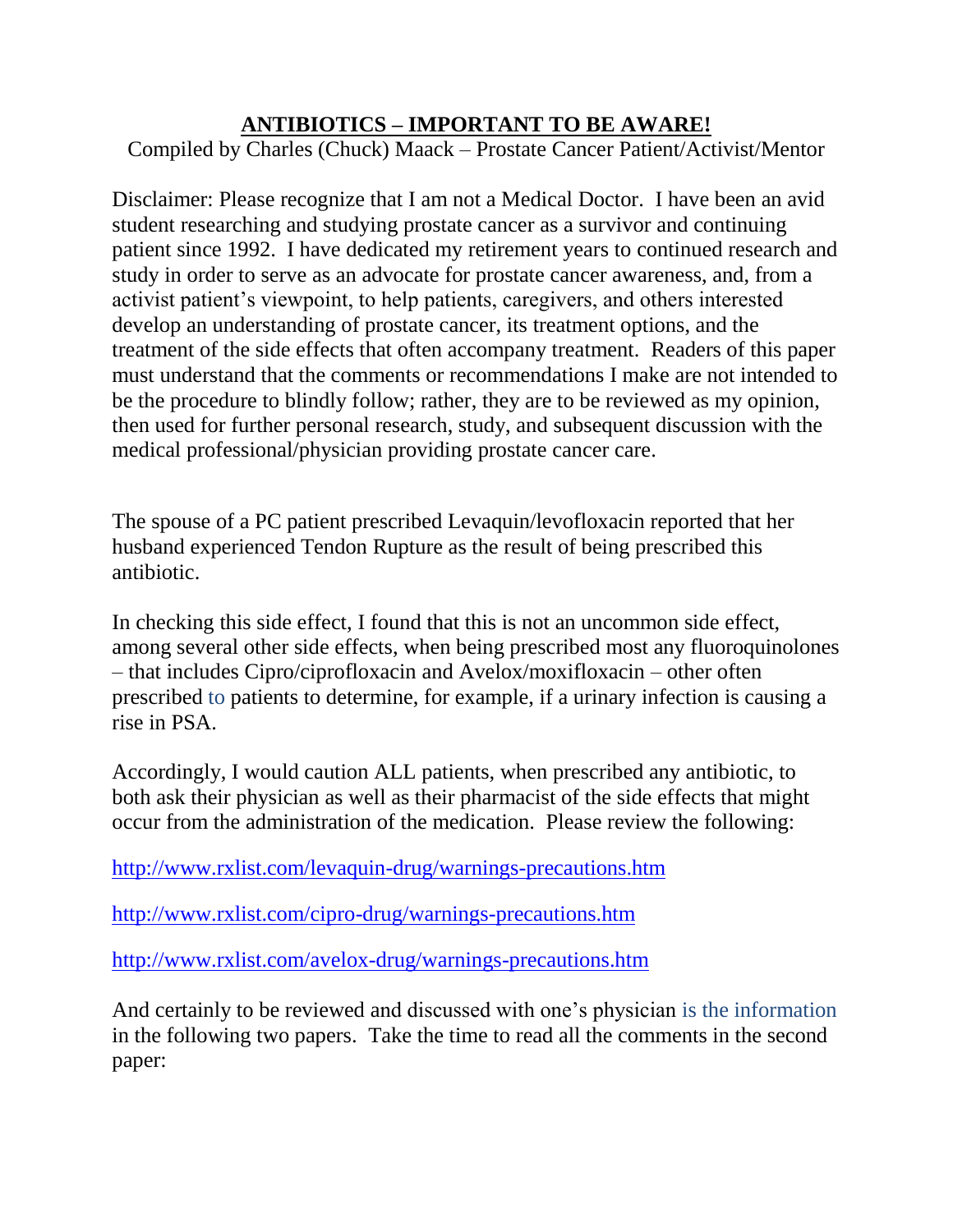# ANTIBIOTICS – IMPORTANT TO BE AWARE!

Compiled by Charles (Chuck) Maack – Prostate Cancer Patient/Activist/Mentor

Disclaimer: Please recognize that I am not a Medical Doctor. I have been an avid student researching and studying prostate cancer as a survivor and continuing patient since 1992. I have dedicated my retirement years to continued research and study in order to serve as an advocate for prostate cancer awareness, and, from a activist patient's viewpoint, to help patients, caregivers, and others interested develop an understanding of prostate cancer, its treatment options, and the treatment of the side effects that often accompany treatment. Readers of this paper must understand that the comments or recommendations I make are not intended to be the procedure to blindly follow; rather, they are to be reviewed as my opinion, then used for further personal research, study, and subsequent discussion with the medical professional/physician providing prostate cancer care.

The spouse of a PC patient prescribed Levaquin/levofloxacin reported that her husband experienced Tendon Rupture as the result of being prescribed this antibiotic.

In checking this side effect, I found that this is not an uncommon side effect, among several other side effects, when being prescribed most any fluoroquinolones – that includes Cipro/ciprofloxacin and Avelox/moxifloxacin – other often prescribed to patients to determine, for example, if a urinary infection is causing a rise in PSA.

Accordingly, I would caution ALL patients, when prescribed any antibiotic, to both ask their physician as well as their pharmacist of the side effects that might occur from the administration of the medication. Please review the following:

http://www.rxlist.com/levaquin-drug/warnings-precautions.htm

http://www.rxlist.com/cipro-drug/warnings-precautions.htm

http://www.rxlist.com/avelox-drug/warnings-precautions.htm

And certainly to be reviewed and discussed with one's physician is the information in the following two papers. Take the time to read all the comments in the second paper: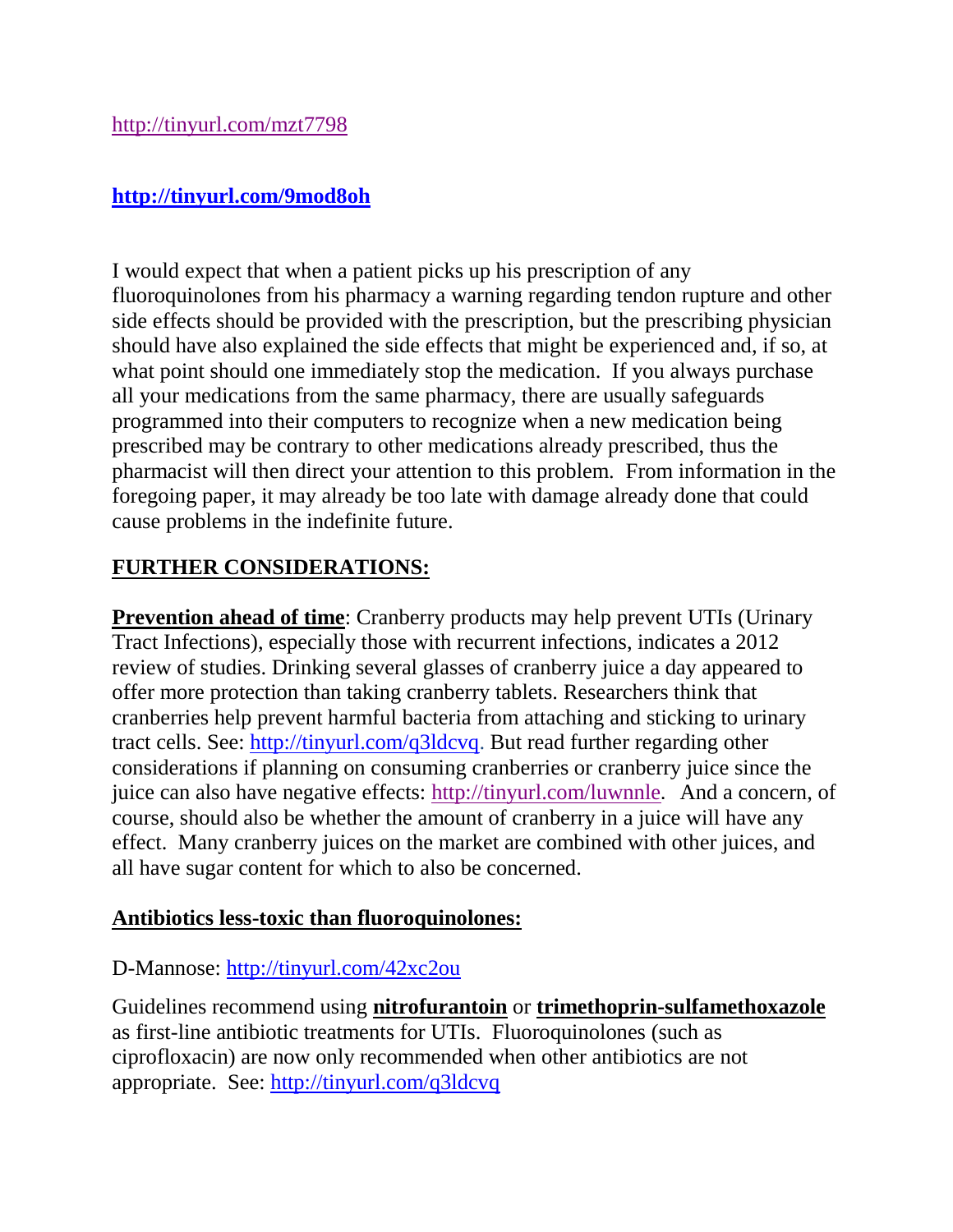http://tinyurl.com/mzt7798

**http://tinyurl.com/9mod8oh**

I would expect that when a patient picks up his prescription of any fluoroquinolones from his pharmacy a warning regarding tendon rupture and other side effects should be provided with the prescription, but the prescribing physician should have also explained the side effects that might be experienced and, if so, at what point should one immediately stop the medication. If you always purchase all your medications from the same pharmacy, there are usually safeguards programmed into their computers to recognize when a new medication being prescribed may be contrary to other medications already prescribed, thus the pharmacist will then direct your attention to this problem. From information in the foregoing paper, it may already be too late with damage already done that could cause problems in the indefinite future.

## FURTHER CONSIDERATIONS:

**Prevention ahead of time**: Cranberry products may help prevent UTIs (Urinary Tract Infections), especially those with recurrent infections, indicates a 2012 review of studies. Drinking several glasses of cranberry juice a day appeared to offer more protection than taking cranberry tablets. Researchers think that cranberries help prevent harmful bacteria from attaching and sticking to urinary tract cells. See: http://tinyurl.com/q3ldcvq. But read further regarding other considerations if planning on consuming cranberries or cranberry juice since the juice can also have negative effects: http://tinyurl.com/luwnnle. And a concern, of course, should also be whether the amount of cranberry in a juice will have any effect. Many cranberry juices on the market are combined with other juices, and all have sugar content for which to also be concerned.

**Antibiotics less-toxic than fluoroquinolones:**

D-Mannose: http://tinyurl.com/42xc2ou

Guidelines recommend using **nitrofurantoin** or **trimethoprin-sulfamethoxazole** as first-line antibiotic treatments for UTIs. Fluoroquinolones (such as ciprofloxacin) are now only recommended when other antibiotics are not appropriate. See: http://tinyurl.com/q3ldcvq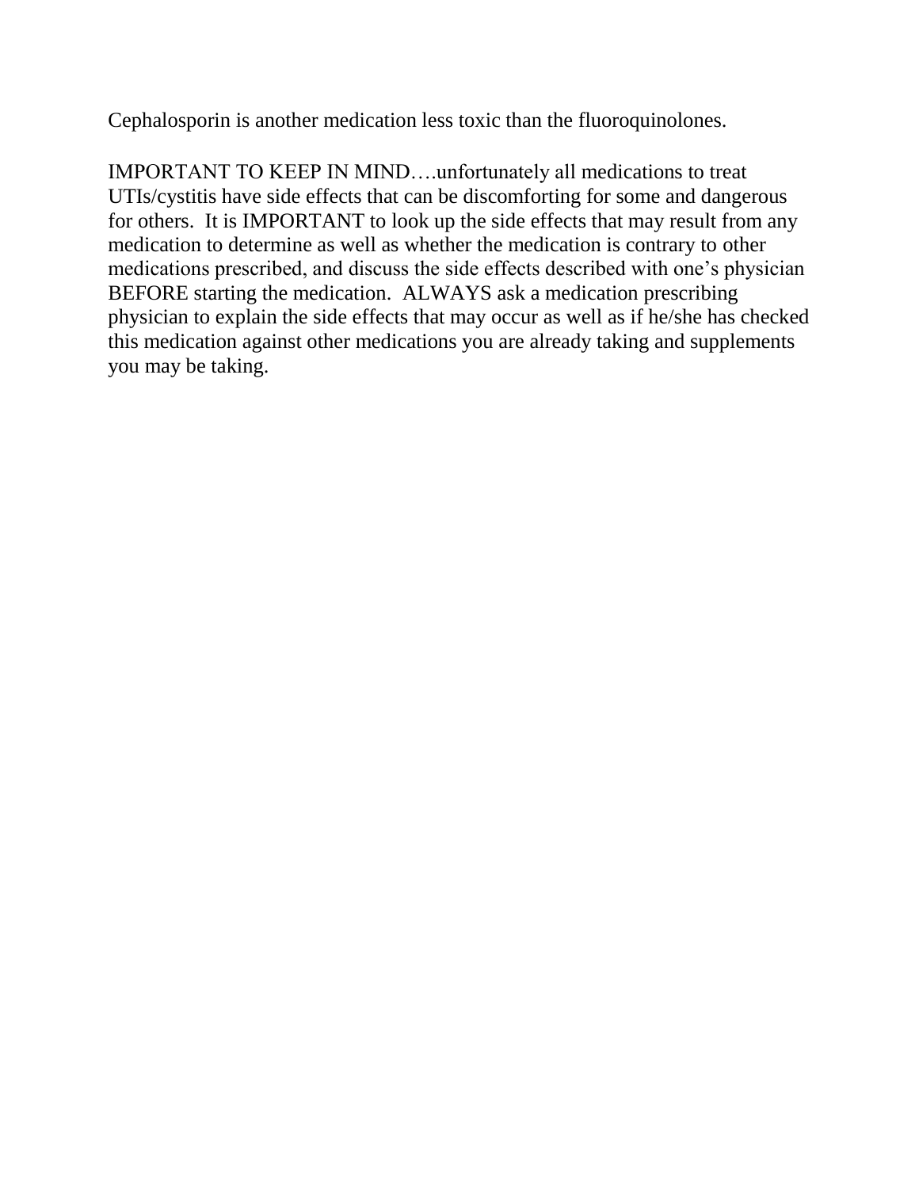Cephalosporin is another medication less toxic than the fluoroquinolones.

IMPORTANT TO KEEP IN MIND….unfortunately all medications to treat UTIs/cystitis have side effects that can be discomforting for some and dangerous for others. It is IMPORTANT to look up the side effects that may result from any medication to determine as well as whether the medication is contrary to other medications prescribed, and discuss the side effects described with one's physician BEFORE starting the medication. ALWAYS ask a medication prescribing physician to explain the side effects that may occur as well as if he/she has checked this medication against other medications you are already taking and supplements you may be taking.